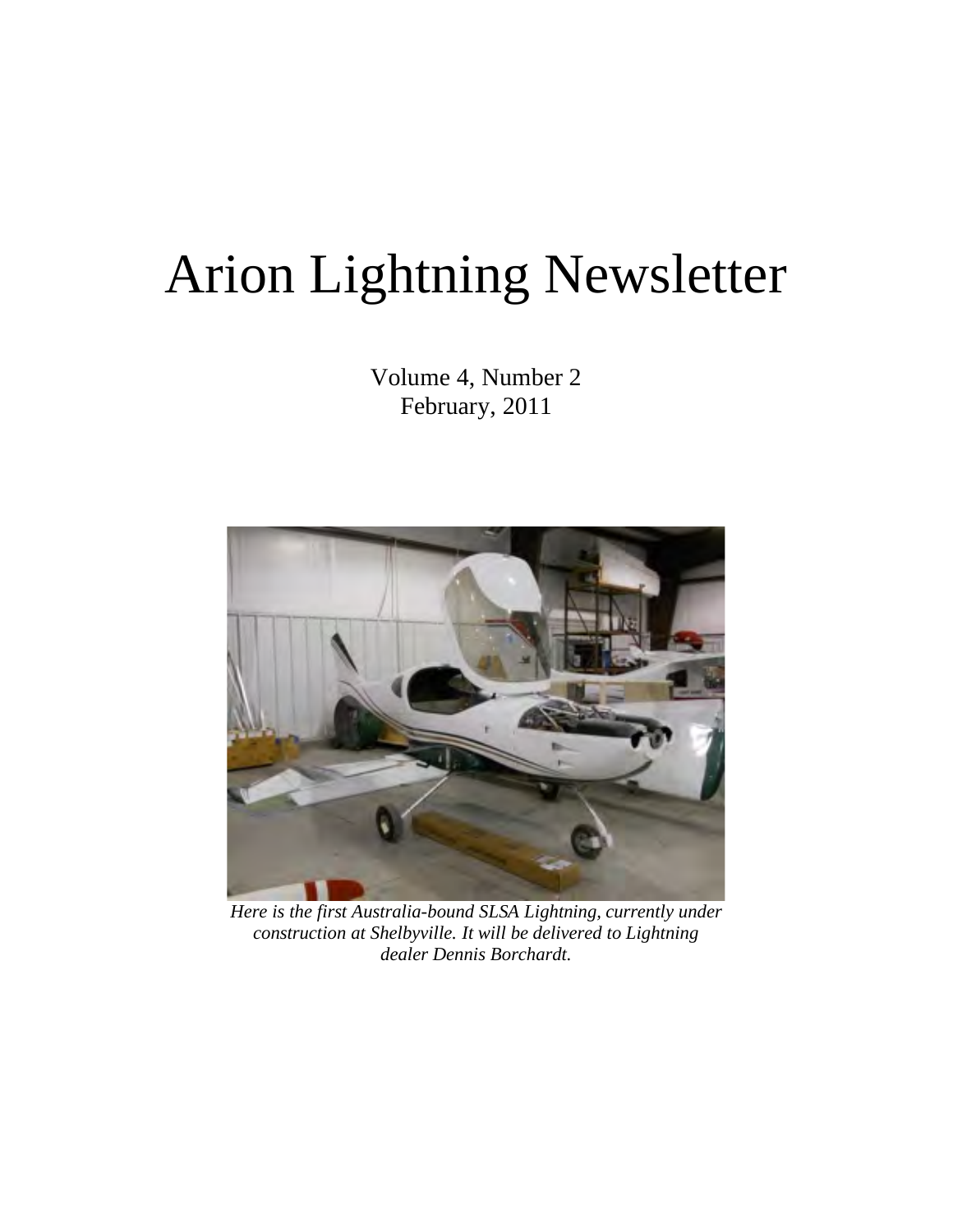# Arion Lightning Newsletter

Volume 4, Number 2
February, 2011

*Here is the first Australia-bound SLSA Lightning, currently under construction at Shelbyville. It will be delivered to Lightning dealer Dennis Borchardt.*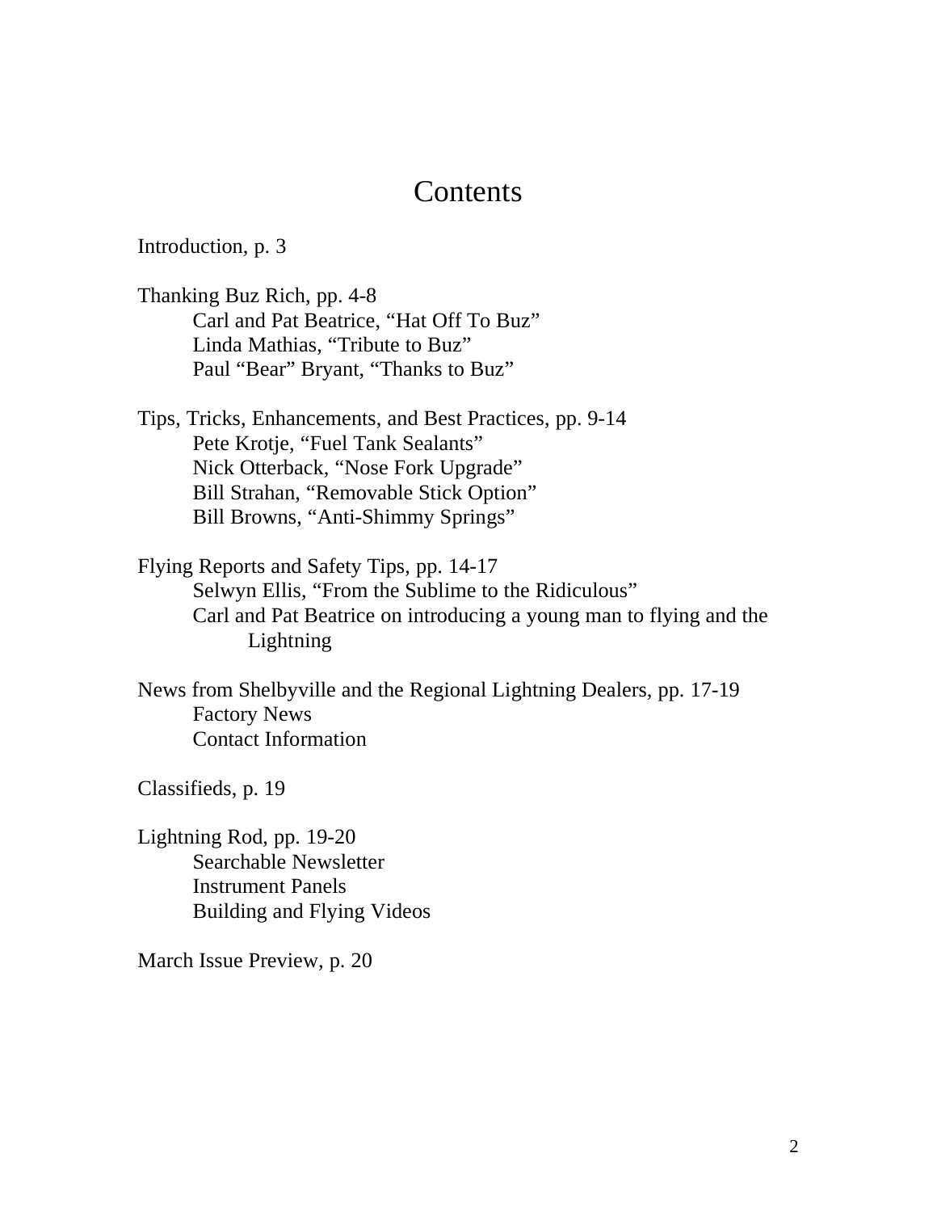# Contents

Introduction, p. 3

Thanking Buz Rich, pp. 4-8
- Carl and Pat Beatrice, "Hat Off To Buz"
- Linda Mathias, "Tribute to Buz"
- Paul "Bear" Bryant, "Thanks to Buz"

Tips, Tricks, Enhancements, and Best Practices, pp. 9-14
- Pete Krotje, "Fuel Tank Sealants"
- Nick Otterback, "Nose Fork Upgrade"
- Bill Strahan, "Removable Stick Option"
- Bill Browns, "Anti-Shimmy Springs"

Flying Reports and Safety Tips, pp. 14-17
- Selwyn Ellis, "From the Sublime to the Ridiculous"
- Carl and Pat Beatrice on introducing a young man to flying and the Lightning

News from Shelbyville and the Regional Lightning Dealers, pp. 17-19
- Factory News
- Contact Information

Classifieds, p. 19

Lightning Rod, pp. 19-20
- Searchable Newsletter
- Instrument Panels
- Building and Flying Videos

March Issue Preview, p. 20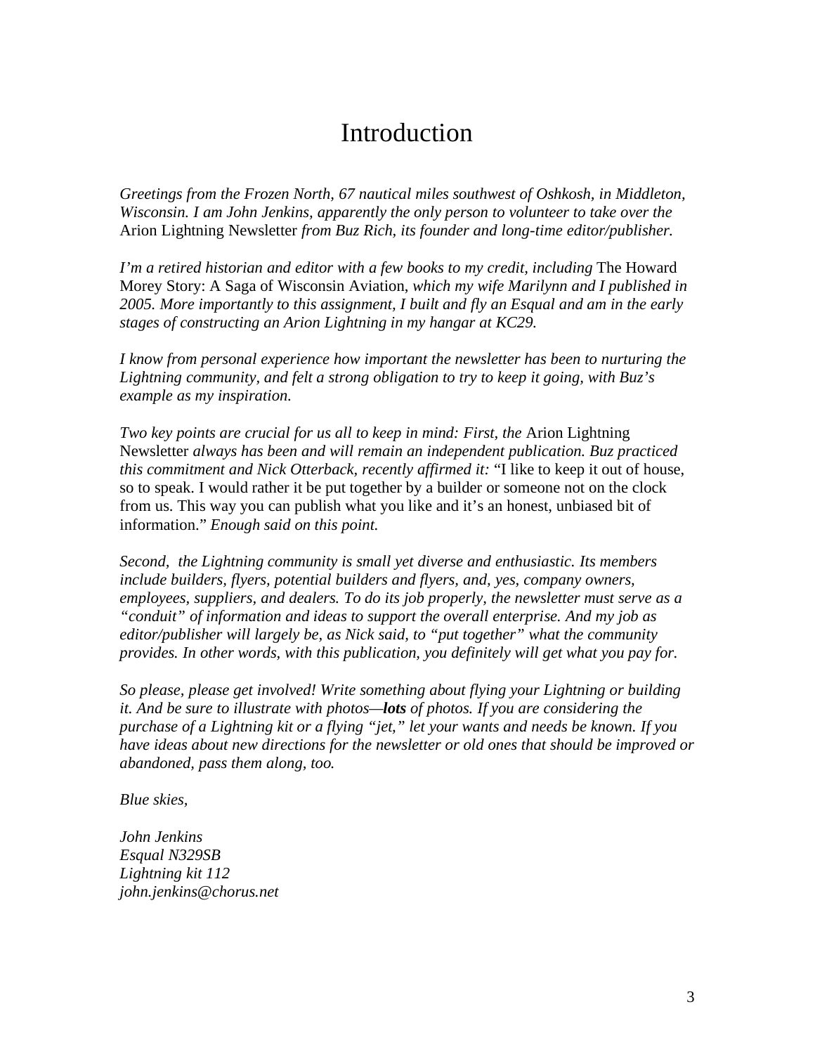# Introduction

*Greetings from the Frozen North, 67 nautical miles southwest of Oshkosh, in Middleton, Wisconsin. I am John Jenkins, apparently the only person to volunteer to take over the* Arion Lightning Newsletter *from Buz Rich, its founder and long-time editor/publisher.*

*I'm a retired historian and editor with a few books to my credit, including* The Howard Morey Story: A Saga of Wisconsin Aviation, *which my wife Marilynn and I published in 2005. More importantly to this assignment, I built and fly an Esqual and am in the early stages of constructing an Arion Lightning in my hangar at KC29.*

*I know from personal experience how important the newsletter has been to nurturing the Lightning community, and felt a strong obligation to try to keep it going, with Buz's example as my inspiration.*

*Two key points are crucial for us all to keep in mind: First, the* Arion Lightning Newsletter *always has been and will remain an independent publication. Buz practiced this commitment and Nick Otterback, recently affirmed it:* "I like to keep it out of house, so to speak. I would rather it be put together by a builder or someone not on the clock from us. This way you can publish what you like and it's an honest, unbiased bit of information." *Enough said on this point.*

*Second, the Lightning community is small yet diverse and enthusiastic. Its members include builders, flyers, potential builders and flyers, and, yes, company owners, employees, suppliers, and dealers. To do its job properly, the newsletter must serve as a "conduit" of information and ideas to support the overall enterprise. And my job as editor/publisher will largely be, as Nick said, to "put together" what the community provides. In other words, with this publication, you definitely will get what you pay for.*

*So please, please get involved! Write something about flying your Lightning or building it. And be sure to illustrate with photos—**lots** of photos. If you are considering the purchase of a Lightning kit or a flying "jet," let your wants and needs be known. If you have ideas about new directions for the newsletter or old ones that should be improved or abandoned, pass them along, too.*

*Blue skies,*

*John Jenkins*
*Esqual N329SB*
*Lightning kit 112*
*john.jenkins@chorus.net*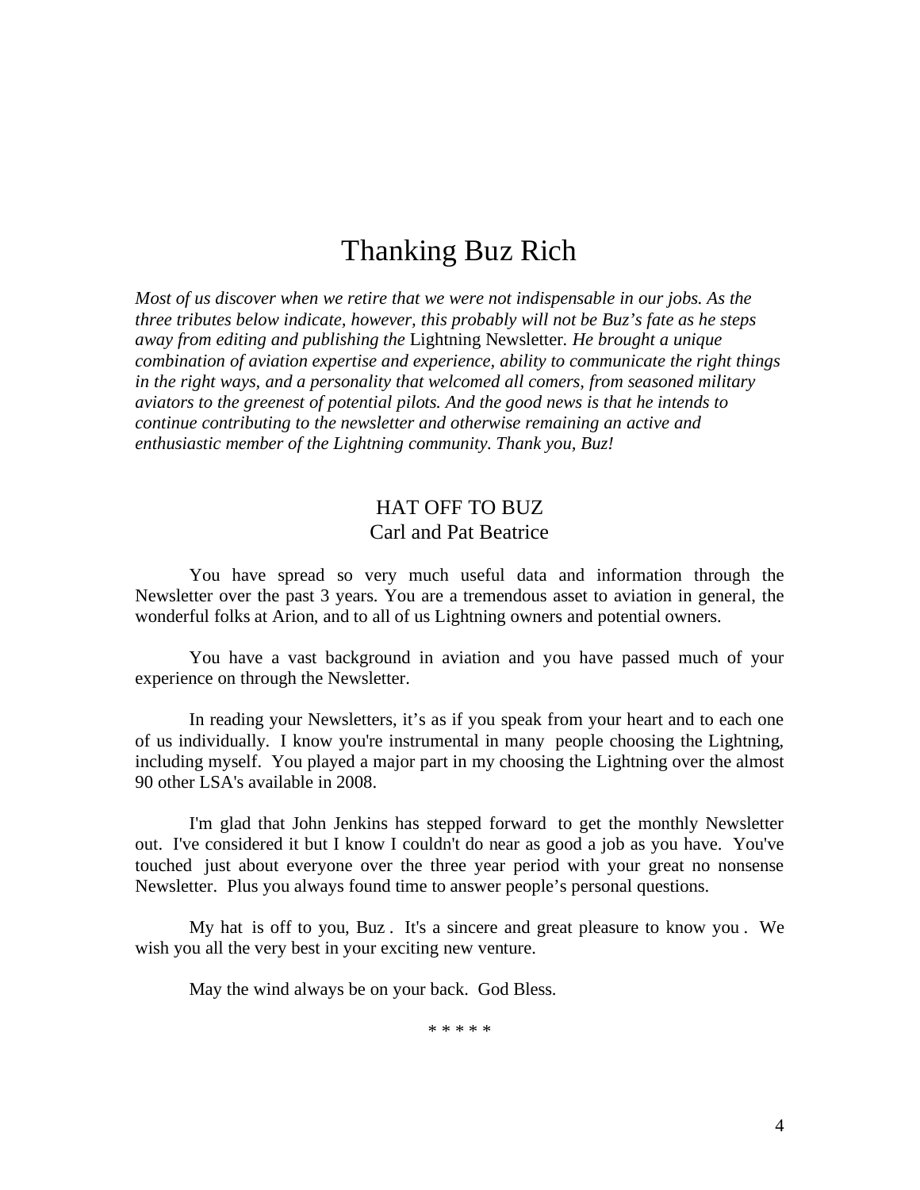# Thanking Buz Rich

*Most of us discover when we retire that we were not indispensable in our jobs. As the three tributes below indicate, however, this probably will not be Buz's fate as he steps away from editing and publishing the* Lightning Newsletter. *He brought a unique combination of aviation expertise and experience, ability to communicate the right things in the right ways, and a personality that welcomed all comers, from seasoned military aviators to the greenest of potential pilots. And the good news is that he intends to continue contributing to the newsletter and otherwise remaining an active and enthusiastic member of the Lightning community. Thank you, Buz!*

## HAT OFF TO BUZ
### Carl and Pat Beatrice

You have spread so very much useful data and information through the Newsletter over the past 3 years. You are a tremendous asset to aviation in general, the wonderful folks at Arion, and to all of us Lightning owners and potential owners.

You have a vast background in aviation and you have passed much of your experience on through the Newsletter.

In reading your Newsletters, it's as if you speak from your heart and to each one of us individually. I know you're instrumental in many people choosing the Lightning, including myself. You played a major part in my choosing the Lightning over the almost 90 other LSA's available in 2008.

I'm glad that John Jenkins has stepped forward to get the monthly Newsletter out. I've considered it but I know I couldn't do near as good a job as you have. You've touched just about everyone over the three year period with your great no nonsense Newsletter. Plus you always found time to answer people's personal questions.

My hat is off to you, Buz . It's a sincere and great pleasure to know you . We wish you all the very best in your exciting new venture.

May the wind always be on your back. God Bless.

\* \* \* \* \*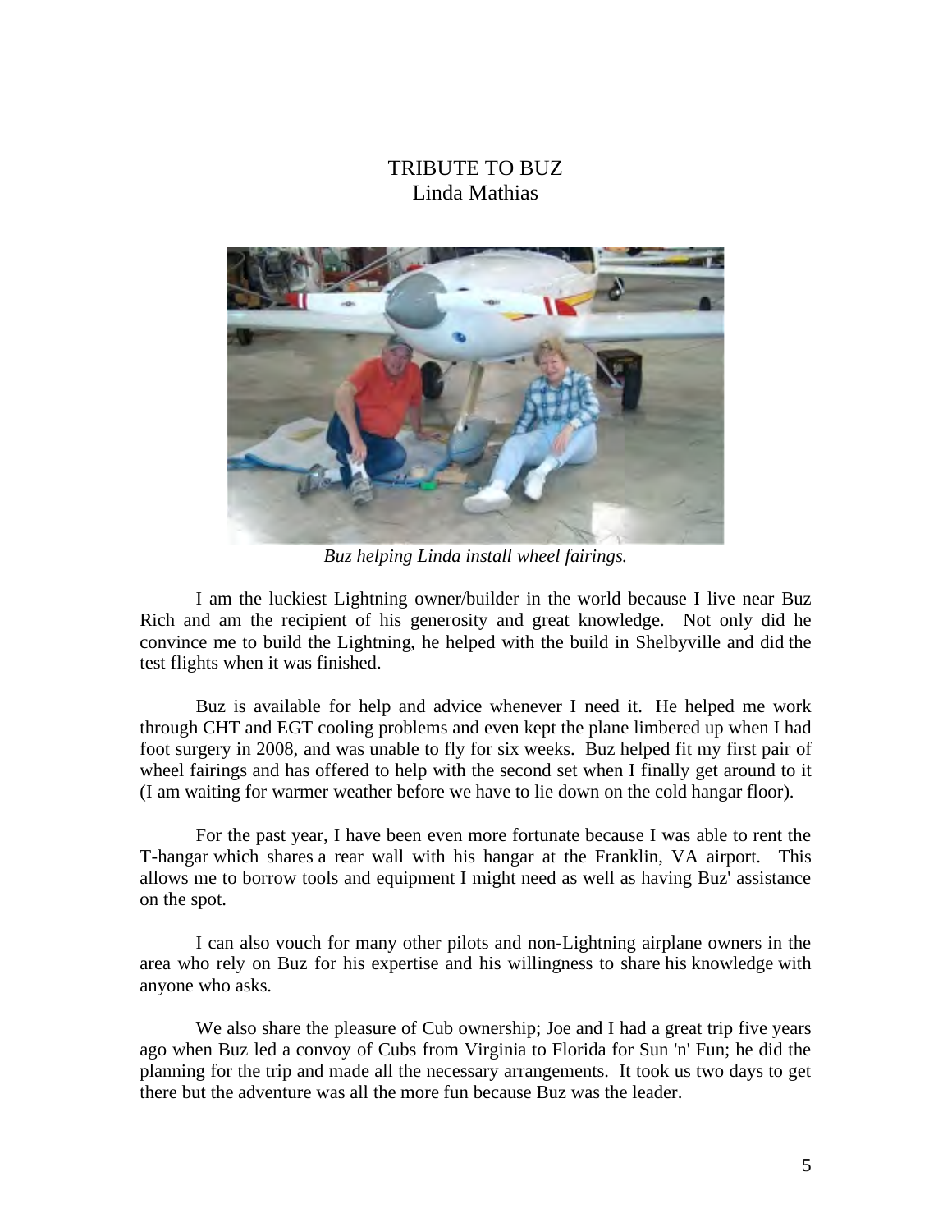# TRIBUTE TO BUZ

Linda Mathias

*Buz helping Linda install wheel fairings.*

I am the luckiest Lightning owner/builder in the world because I live near Buz Rich and am the recipient of his generosity and great knowledge. Not only did he convince me to build the Lightning, he helped with the build in Shelbyville and did the test flights when it was finished.

Buz is available for help and advice whenever I need it. He helped me work through CHT and EGT cooling problems and even kept the plane limbered up when I had foot surgery in 2008, and was unable to fly for six weeks. Buz helped fit my first pair of wheel fairings and has offered to help with the second set when I finally get around to it (I am waiting for warmer weather before we have to lie down on the cold hangar floor).

For the past year, I have been even more fortunate because I was able to rent the T-hangar which shares a rear wall with his hangar at the Franklin, VA airport. This allows me to borrow tools and equipment I might need as well as having Buz' assistance on the spot.

I can also vouch for many other pilots and non-Lightning airplane owners in the area who rely on Buz for his expertise and his willingness to share his knowledge with anyone who asks.

We also share the pleasure of Cub ownership; Joe and I had a great trip five years ago when Buz led a convoy of Cubs from Virginia to Florida for Sun 'n' Fun; he did the planning for the trip and made all the necessary arrangements. It took us two days to get there but the adventure was all the more fun because Buz was the leader.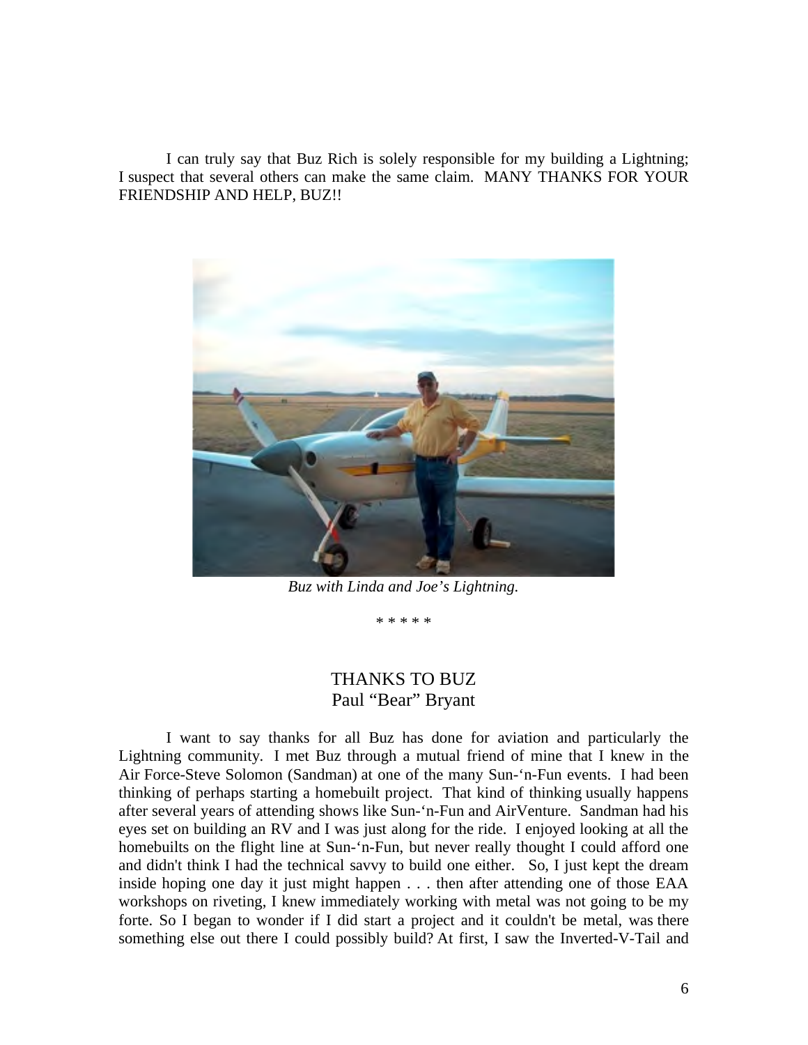I can truly say that Buz Rich is solely responsible for my building a Lightning; I suspect that several others can make the same claim. MANY THANKS FOR YOUR FRIENDSHIP AND HELP, BUZ!!

*Buz with Linda and Joe's Lightning.*

\* \* \* \* \*

## THANKS TO BUZ
Paul "Bear" Bryant

I want to say thanks for all Buz has done for aviation and particularly the Lightning community. I met Buz through a mutual friend of mine that I knew in the Air Force-Steve Solomon (Sandman) at one of the many Sun-'n-Fun events. I had been thinking of perhaps starting a homebuilt project. That kind of thinking usually happens after several years of attending shows like Sun-'n-Fun and AirVenture. Sandman had his eyes set on building an RV and I was just along for the ride. I enjoyed looking at all the homebuilts on the flight line at Sun-'n-Fun, but never really thought I could afford one and didn't think I had the technical savvy to build one either. So, I just kept the dream inside hoping one day it just might happen . . . then after attending one of those EAA workshops on riveting, I knew immediately working with metal was not going to be my forte. So I began to wonder if I did start a project and it couldn't be metal, was there something else out there I could possibly build? At first, I saw the Inverted-V-Tail and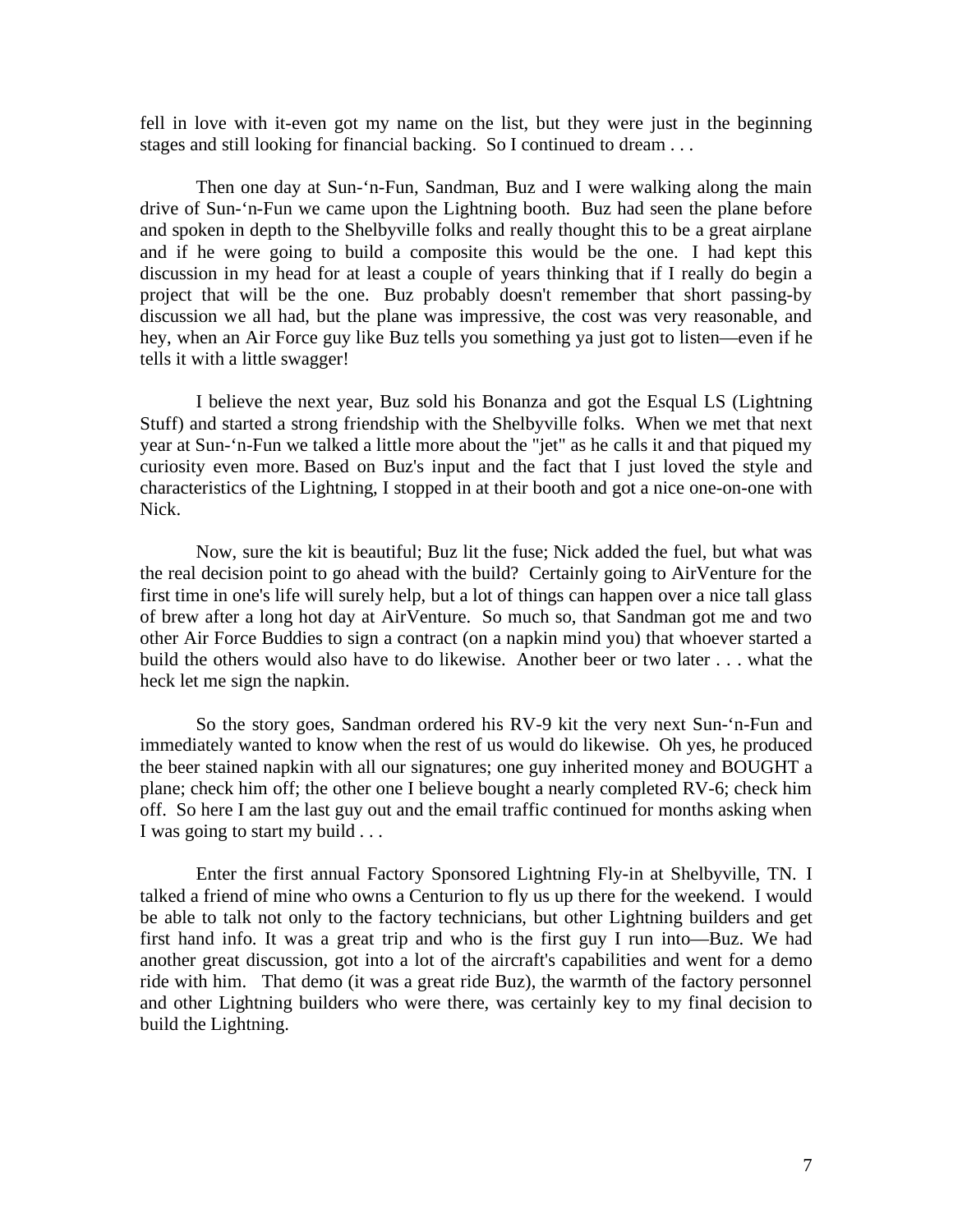fell in love with it-even got my name on the list, but they were just in the beginning stages and still looking for financial backing. So I continued to dream . . .

Then one day at Sun-‘n-Fun, Sandman, Buz and I were walking along the main drive of Sun-‘n-Fun we came upon the Lightning booth. Buz had seen the plane before and spoken in depth to the Shelbyville folks and really thought this to be a great airplane and if he were going to build a composite this would be the one. I had kept this discussion in my head for at least a couple of years thinking that if I really do begin a project that will be the one. Buz probably doesn't remember that short passing-by discussion we all had, but the plane was impressive, the cost was very reasonable, and hey, when an Air Force guy like Buz tells you something ya just got to listen—even if he tells it with a little swagger!

I believe the next year, Buz sold his Bonanza and got the Esqual LS (Lightning Stuff) and started a strong friendship with the Shelbyville folks. When we met that next year at Sun-‘n-Fun we talked a little more about the "jet" as he calls it and that piqued my curiosity even more. Based on Buz's input and the fact that I just loved the style and characteristics of the Lightning, I stopped in at their booth and got a nice one-on-one with Nick.

Now, sure the kit is beautiful; Buz lit the fuse; Nick added the fuel, but what was the real decision point to go ahead with the build? Certainly going to AirVenture for the first time in one's life will surely help, but a lot of things can happen over a nice tall glass of brew after a long hot day at AirVenture. So much so, that Sandman got me and two other Air Force Buddies to sign a contract (on a napkin mind you) that whoever started a build the others would also have to do likewise. Another beer or two later . . . what the heck let me sign the napkin.

So the story goes, Sandman ordered his RV-9 kit the very next Sun-‘n-Fun and immediately wanted to know when the rest of us would do likewise. Oh yes, he produced the beer stained napkin with all our signatures; one guy inherited money and BOUGHT a plane; check him off; the other one I believe bought a nearly completed RV-6; check him off. So here I am the last guy out and the email traffic continued for months asking when I was going to start my build . . .

Enter the first annual Factory Sponsored Lightning Fly-in at Shelbyville, TN. I talked a friend of mine who owns a Centurion to fly us up there for the weekend. I would be able to talk not only to the factory technicians, but other Lightning builders and get first hand info. It was a great trip and who is the first guy I run into—Buz. We had another great discussion, got into a lot of the aircraft's capabilities and went for a demo ride with him. That demo (it was a great ride Buz), the warmth of the factory personnel and other Lightning builders who were there, was certainly key to my final decision to build the Lightning.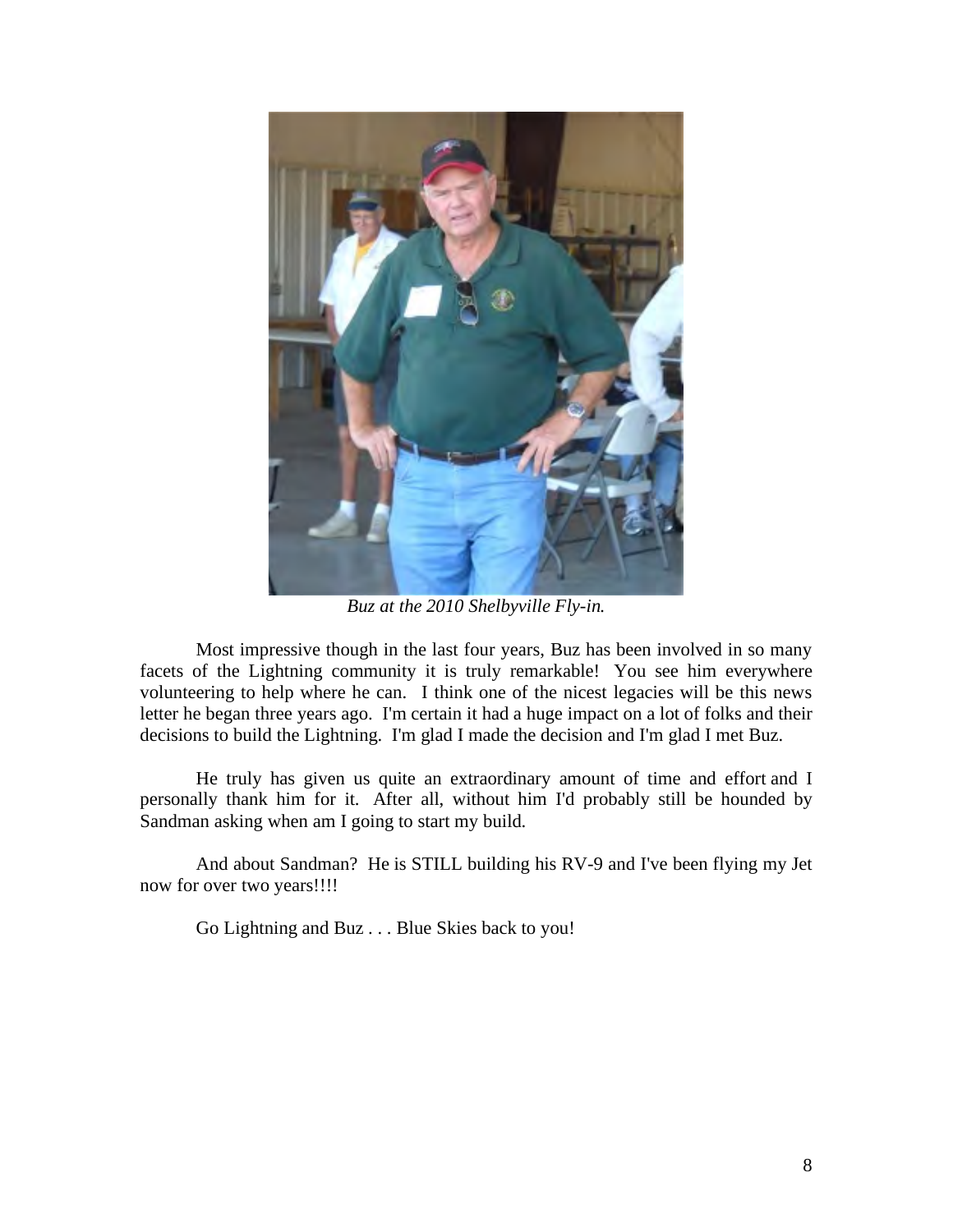*Buz at the 2010 Shelbyville Fly-in.*

Most impressive though in the last four years, Buz has been involved in so many facets of the Lightning community it is truly remarkable! You see him everywhere volunteering to help where he can. I think one of the nicest legacies will be this news letter he began three years ago. I'm certain it had a huge impact on a lot of folks and their decisions to build the Lightning. I'm glad I made the decision and I'm glad I met Buz.

He truly has given us quite an extraordinary amount of time and effort and I personally thank him for it. After all, without him I'd probably still be hounded by Sandman asking when am I going to start my build.

And about Sandman? He is STILL building his RV-9 and I've been flying my Jet now for over two years!!!!

Go Lightning and Buz . . . Blue Skies back to you!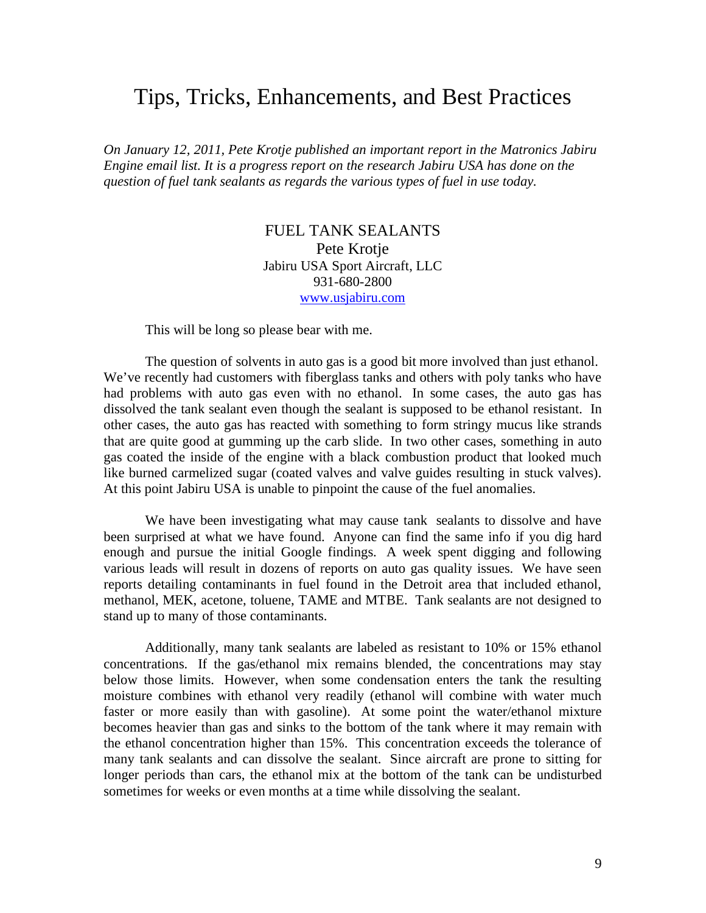# Tips, Tricks, Enhancements, and Best Practices

*On January 12, 2011, Pete Krotje published an important report in the Matronics Jabiru Engine email list. It is a progress report on the research Jabiru USA has done on the question of fuel tank sealants as regards the various types of fuel in use today.*

## FUEL TANK SEALANTS

Pete Krotje
Jabiru USA Sport Aircraft, LLC
931-680-2800
www.usjabiru.com

This will be long so please bear with me.

The question of solvents in auto gas is a good bit more involved than just ethanol. We've recently had customers with fiberglass tanks and others with poly tanks who have had problems with auto gas even with no ethanol. In some cases, the auto gas has dissolved the tank sealant even though the sealant is supposed to be ethanol resistant. In other cases, the auto gas has reacted with something to form stringy mucus like strands that are quite good at gumming up the carb slide. In two other cases, something in auto gas coated the inside of the engine with a black combustion product that looked much like burned carmelized sugar (coated valves and valve guides resulting in stuck valves). At this point Jabiru USA is unable to pinpoint the cause of the fuel anomalies.

We have been investigating what may cause tank sealants to dissolve and have been surprised at what we have found. Anyone can find the same info if you dig hard enough and pursue the initial Google findings. A week spent digging and following various leads will result in dozens of reports on auto gas quality issues. We have seen reports detailing contaminants in fuel found in the Detroit area that included ethanol, methanol, MEK, acetone, toluene, TAME and MTBE. Tank sealants are not designed to stand up to many of those contaminants.

Additionally, many tank sealants are labeled as resistant to 10% or 15% ethanol concentrations. If the gas/ethanol mix remains blended, the concentrations may stay below those limits. However, when some condensation enters the tank the resulting moisture combines with ethanol very readily (ethanol will combine with water much faster or more easily than with gasoline). At some point the water/ethanol mixture becomes heavier than gas and sinks to the bottom of the tank where it may remain with the ethanol concentration higher than 15%. This concentration exceeds the tolerance of many tank sealants and can dissolve the sealant. Since aircraft are prone to sitting for longer periods than cars, the ethanol mix at the bottom of the tank can be undisturbed sometimes for weeks or even months at a time while dissolving the sealant.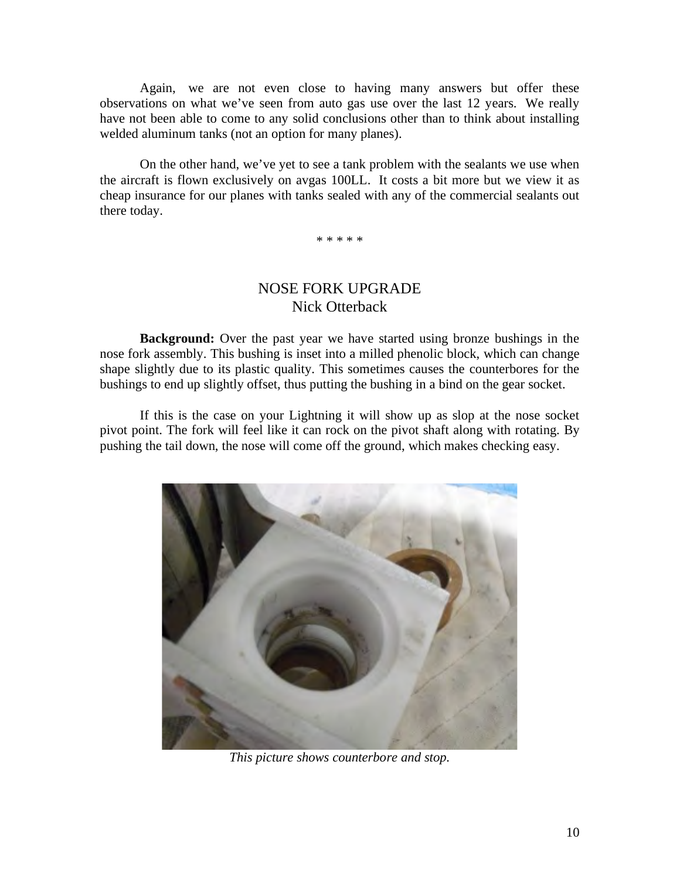Again, we are not even close to having many answers but offer these observations on what we've seen from auto gas use over the last 12 years. We really have not been able to come to any solid conclusions other than to think about installing welded aluminum tanks (not an option for many planes).

On the other hand, we've yet to see a tank problem with the sealants we use when the aircraft is flown exclusively on avgas 100LL. It costs a bit more but we view it as cheap insurance for our planes with tanks sealed with any of the commercial sealants out there today.

\* \* \* \* \*

## NOSE FORK UPGRADE

Nick Otterback

**Background:** Over the past year we have started using bronze bushings in the nose fork assembly. This bushing is inset into a milled phenolic block, which can change shape slightly due to its plastic quality. This sometimes causes the counterbores for the bushings to end up slightly offset, thus putting the bushing in a bind on the gear socket.

If this is the case on your Lightning it will show up as slop at the nose socket pivot point. The fork will feel like it can rock on the pivot shaft along with rotating. By pushing the tail down, the nose will come off the ground, which makes checking easy.

*This picture shows counterbore and stop.*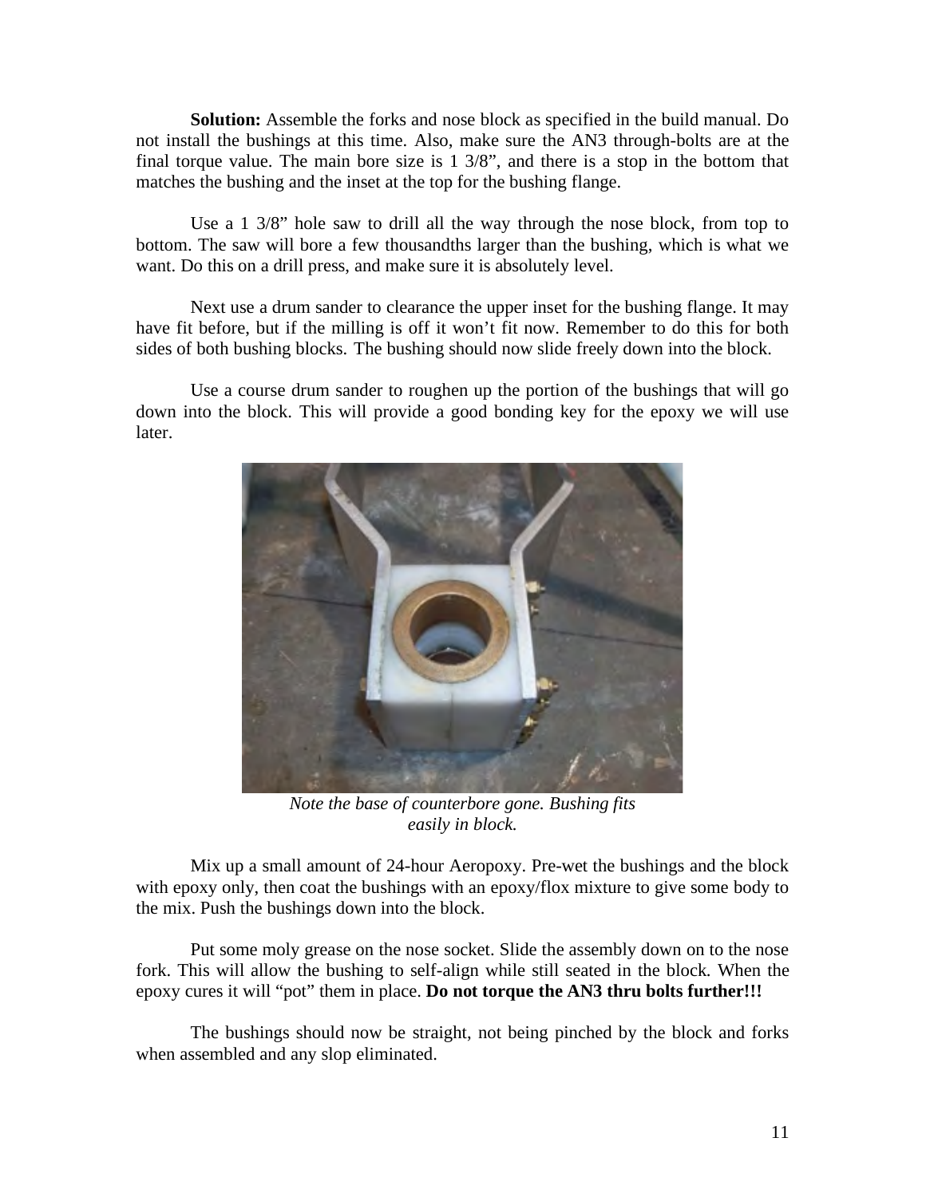**Solution:** Assemble the forks and nose block as specified in the build manual. Do not install the bushings at this time. Also, make sure the AN3 through-bolts are at the final torque value. The main bore size is 1 3/8", and there is a stop in the bottom that matches the bushing and the inset at the top for the bushing flange.

Use a 1 3/8" hole saw to drill all the way through the nose block, from top to bottom. The saw will bore a few thousandths larger than the bushing, which is what we want. Do this on a drill press, and make sure it is absolutely level.

Next use a drum sander to clearance the upper inset for the bushing flange. It may have fit before, but if the milling is off it won't fit now. Remember to do this for both sides of both bushing blocks. The bushing should now slide freely down into the block.

Use a course drum sander to roughen up the portion of the bushings that will go down into the block. This will provide a good bonding key for the epoxy we will use later.

*Note the base of counterbore gone. Bushing fits easily in block.*

Mix up a small amount of 24-hour Aeropoxy. Pre-wet the bushings and the block with epoxy only, then coat the bushings with an epoxy/flox mixture to give some body to the mix. Push the bushings down into the block.

Put some moly grease on the nose socket. Slide the assembly down on to the nose fork. This will allow the bushing to self-align while still seated in the block. When the epoxy cures it will "pot" them in place. **Do not torque the AN3 thru bolts further!!!**

The bushings should now be straight, not being pinched by the block and forks when assembled and any slop eliminated.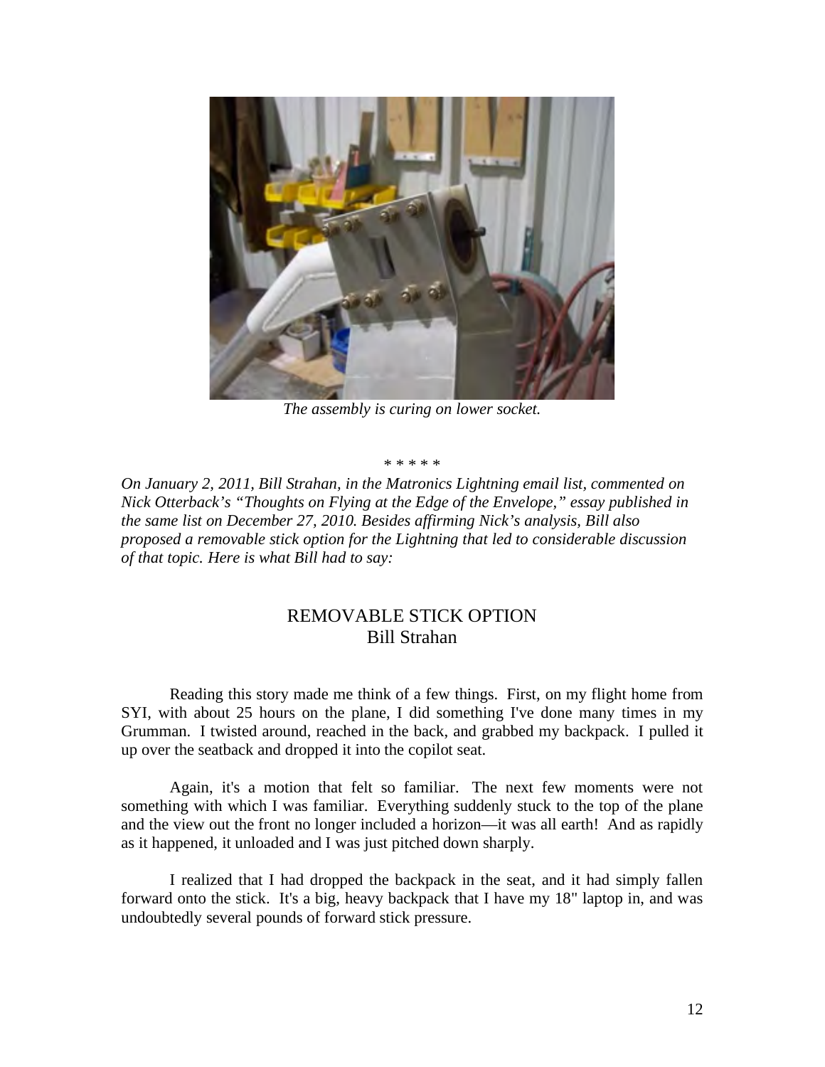*The assembly is curing on lower socket.*

\* \* \* \* \*

*On January 2, 2011, Bill Strahan, in the Matronics Lightning email list, commented on Nick Otterback's "Thoughts on Flying at the Edge of the Envelope," essay published in the same list on December 27, 2010. Besides affirming Nick's analysis, Bill also proposed a removable stick option for the Lightning that led to considerable discussion of that topic. Here is what Bill had to say:*

## REMOVABLE STICK OPTION
### Bill Strahan

Reading this story made me think of a few things. First, on my flight home from SYI, with about 25 hours on the plane, I did something I've done many times in my Grumman. I twisted around, reached in the back, and grabbed my backpack. I pulled it up over the seatback and dropped it into the copilot seat.

Again, it's a motion that felt so familiar. The next few moments were not something with which I was familiar. Everything suddenly stuck to the top of the plane and the view out the front no longer included a horizon—it was all earth! And as rapidly as it happened, it unloaded and I was just pitched down sharply.

I realized that I had dropped the backpack in the seat, and it had simply fallen forward onto the stick. It's a big, heavy backpack that I have my 18" laptop in, and was undoubtedly several pounds of forward stick pressure.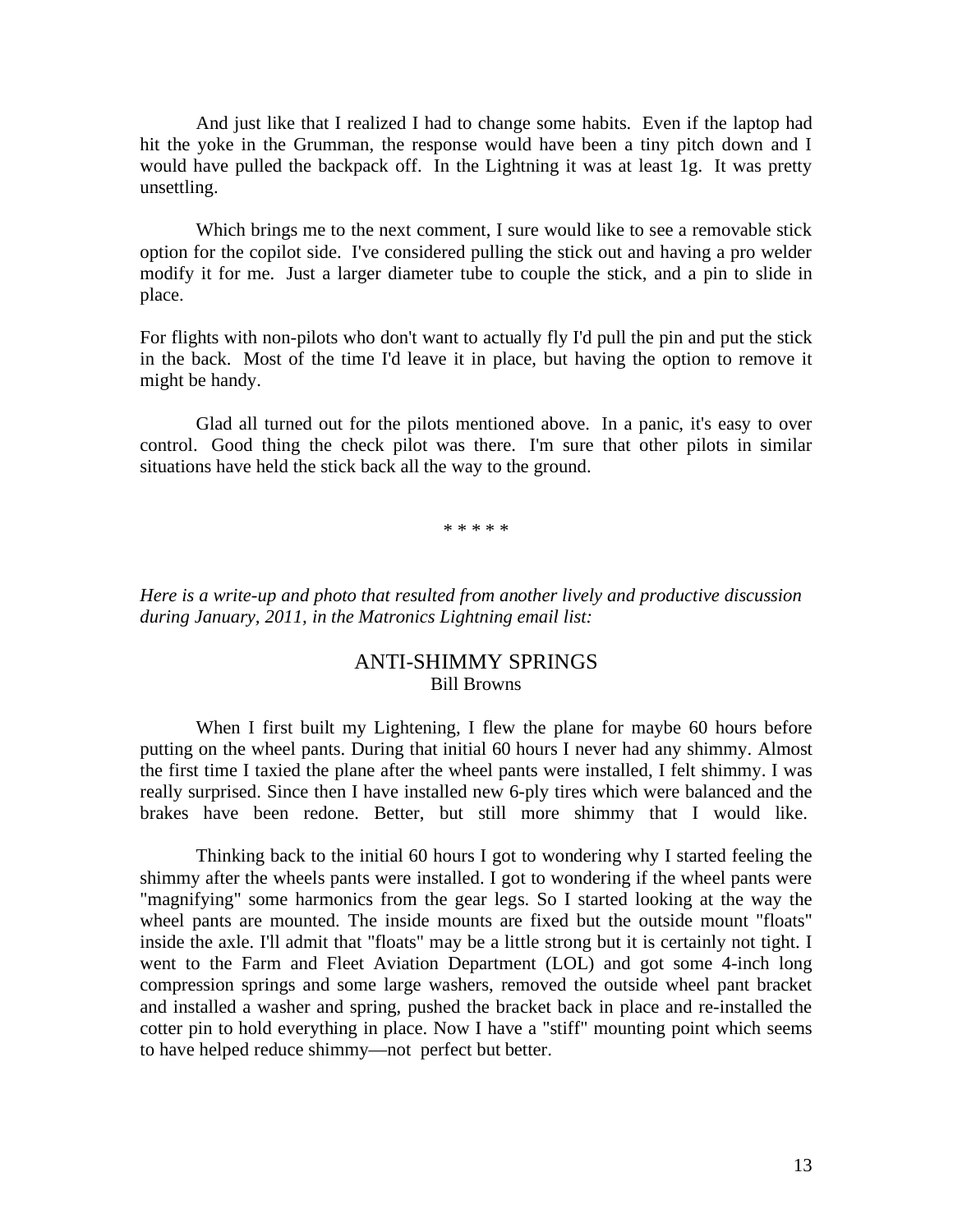And just like that I realized I had to change some habits. Even if the laptop had hit the yoke in the Grumman, the response would have been a tiny pitch down and I would have pulled the backpack off. In the Lightning it was at least 1g. It was pretty unsettling.

Which brings me to the next comment, I sure would like to see a removable stick option for the copilot side. I've considered pulling the stick out and having a pro welder modify it for me. Just a larger diameter tube to couple the stick, and a pin to slide in place.

For flights with non-pilots who don't want to actually fly I'd pull the pin and put the stick in the back. Most of the time I'd leave it in place, but having the option to remove it might be handy.

Glad all turned out for the pilots mentioned above. In a panic, it's easy to over control. Good thing the check pilot was there. I'm sure that other pilots in similar situations have held the stick back all the way to the ground.

\* \* \* \* \*

*Here is a write-up and photo that resulted from another lively and productive discussion during January, 2011, in the Matronics Lightning email list:*

## ANTI-SHIMMY SPRINGS

Bill Browns

When I first built my Lightening, I flew the plane for maybe 60 hours before putting on the wheel pants. During that initial 60 hours I never had any shimmy. Almost the first time I taxied the plane after the wheel pants were installed, I felt shimmy. I was really surprised. Since then I have installed new 6-ply tires which were balanced and the brakes have been redone. Better, but still more shimmy that I would like.

Thinking back to the initial 60 hours I got to wondering why I started feeling the shimmy after the wheels pants were installed. I got to wondering if the wheel pants were "magnifying" some harmonics from the gear legs. So I started looking at the way the wheel pants are mounted. The inside mounts are fixed but the outside mount "floats" inside the axle. I'll admit that "floats" may be a little strong but it is certainly not tight. I went to the Farm and Fleet Aviation Department (LOL) and got some 4-inch long compression springs and some large washers, removed the outside wheel pant bracket and installed a washer and spring, pushed the bracket back in place and re-installed the cotter pin to hold everything in place. Now I have a "stiff" mounting point which seems to have helped reduce shimmy—not perfect but better.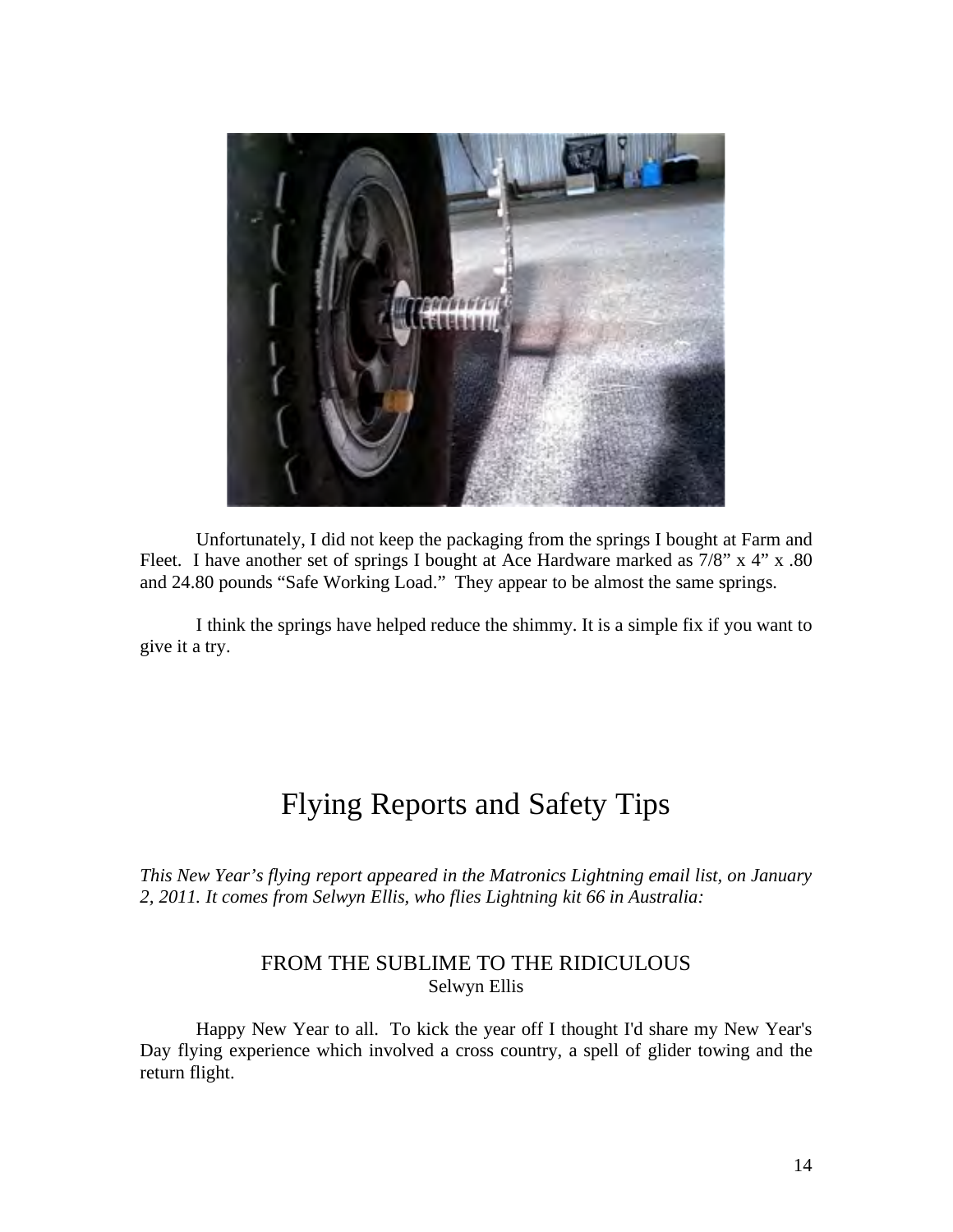Unfortunately, I did not keep the packaging from the springs I bought at Farm and Fleet. I have another set of springs I bought at Ace Hardware marked as 7/8" x 4" x .80 and 24.80 pounds "Safe Working Load." They appear to be almost the same springs.

I think the springs have helped reduce the shimmy. It is a simple fix if you want to give it a try.

# Flying Reports and Safety Tips

*This New Year's flying report appeared in the Matronics Lightning email list, on January 2, 2011. It comes from Selwyn Ellis, who flies Lightning kit 66 in Australia:*

## FROM THE SUBLIME TO THE RIDICULOUS

Selwyn Ellis

Happy New Year to all. To kick the year off I thought I'd share my New Year's Day flying experience which involved a cross country, a spell of glider towing and the return flight.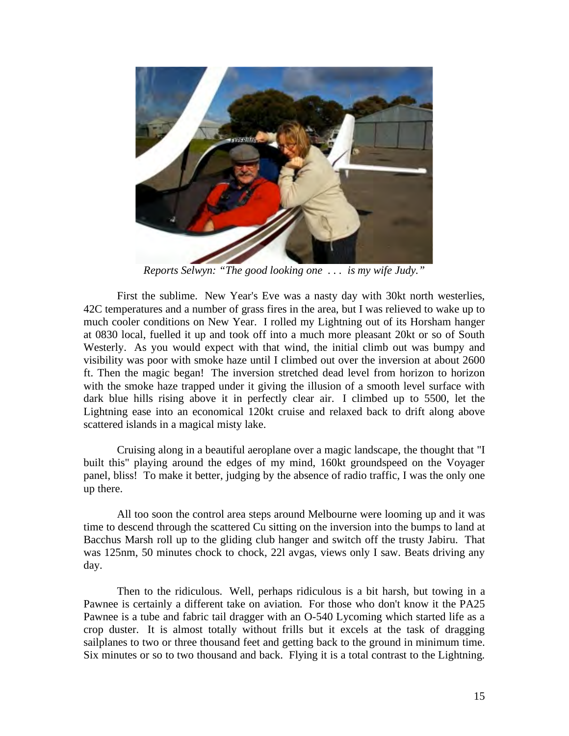*Reports Selwyn: "The good looking one . . . is my wife Judy."*

First the sublime. New Year's Eve was a nasty day with 30kt north westerlies, 42C temperatures and a number of grass fires in the area, but I was relieved to wake up to much cooler conditions on New Year. I rolled my Lightning out of its Horsham hanger at 0830 local, fuelled it up and took off into a much more pleasant 20kt or so of South Westerly. As you would expect with that wind, the initial climb out was bumpy and visibility was poor with smoke haze until I climbed out over the inversion at about 2600 ft. Then the magic began! The inversion stretched dead level from horizon to horizon with the smoke haze trapped under it giving the illusion of a smooth level surface with dark blue hills rising above it in perfectly clear air. I climbed up to 5500, let the Lightning ease into an economical 120kt cruise and relaxed back to drift along above scattered islands in a magical misty lake.

Cruising along in a beautiful aeroplane over a magic landscape, the thought that "I built this" playing around the edges of my mind, 160kt groundspeed on the Voyager panel, bliss! To make it better, judging by the absence of radio traffic, I was the only one up there.

All too soon the control area steps around Melbourne were looming up and it was time to descend through the scattered Cu sitting on the inversion into the bumps to land at Bacchus Marsh roll up to the gliding club hanger and switch off the trusty Jabiru. That was 125nm, 50 minutes chock to chock, 22l avgas, views only I saw. Beats driving any day.

Then to the ridiculous. Well, perhaps ridiculous is a bit harsh, but towing in a Pawnee is certainly a different take on aviation. For those who don't know it the PA25 Pawnee is a tube and fabric tail dragger with an O-540 Lycoming which started life as a crop duster. It is almost totally without frills but it excels at the task of dragging sailplanes to two or three thousand feet and getting back to the ground in minimum time. Six minutes or so to two thousand and back. Flying it is a total contrast to the Lightning.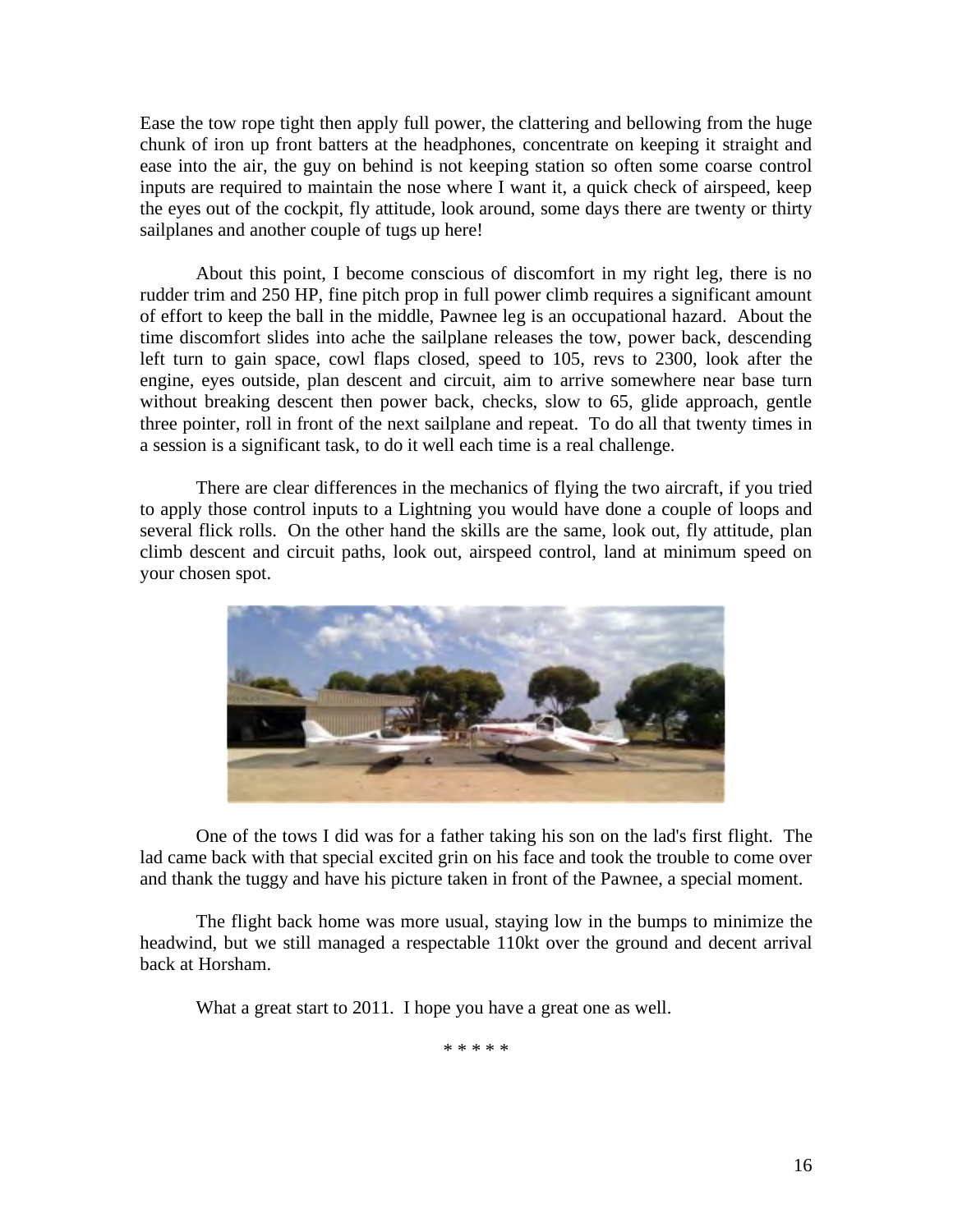Ease the tow rope tight then apply full power, the clattering and bellowing from the huge chunk of iron up front batters at the headphones, concentrate on keeping it straight and ease into the air, the guy on behind is not keeping station so often some coarse control inputs are required to maintain the nose where I want it, a quick check of airspeed, keep the eyes out of the cockpit, fly attitude, look around, some days there are twenty or thirty sailplanes and another couple of tugs up here!

About this point, I become conscious of discomfort in my right leg, there is no rudder trim and 250 HP, fine pitch prop in full power climb requires a significant amount of effort to keep the ball in the middle, Pawnee leg is an occupational hazard. About the time discomfort slides into ache the sailplane releases the tow, power back, descending left turn to gain space, cowl flaps closed, speed to 105, revs to 2300, look after the engine, eyes outside, plan descent and circuit, aim to arrive somewhere near base turn without breaking descent then power back, checks, slow to 65, glide approach, gentle three pointer, roll in front of the next sailplane and repeat. To do all that twenty times in a session is a significant task, to do it well each time is a real challenge.

There are clear differences in the mechanics of flying the two aircraft, if you tried to apply those control inputs to a Lightning you would have done a couple of loops and several flick rolls. On the other hand the skills are the same, look out, fly attitude, plan climb descent and circuit paths, look out, airspeed control, land at minimum speed on your chosen spot.

One of the tows I did was for a father taking his son on the lad's first flight. The lad came back with that special excited grin on his face and took the trouble to come over and thank the tuggy and have his picture taken in front of the Pawnee, a special moment.

The flight back home was more usual, staying low in the bumps to minimize the headwind, but we still managed a respectable 110kt over the ground and decent arrival back at Horsham.

What a great start to 2011. I hope you have a great one as well.

\* \* \* \* \*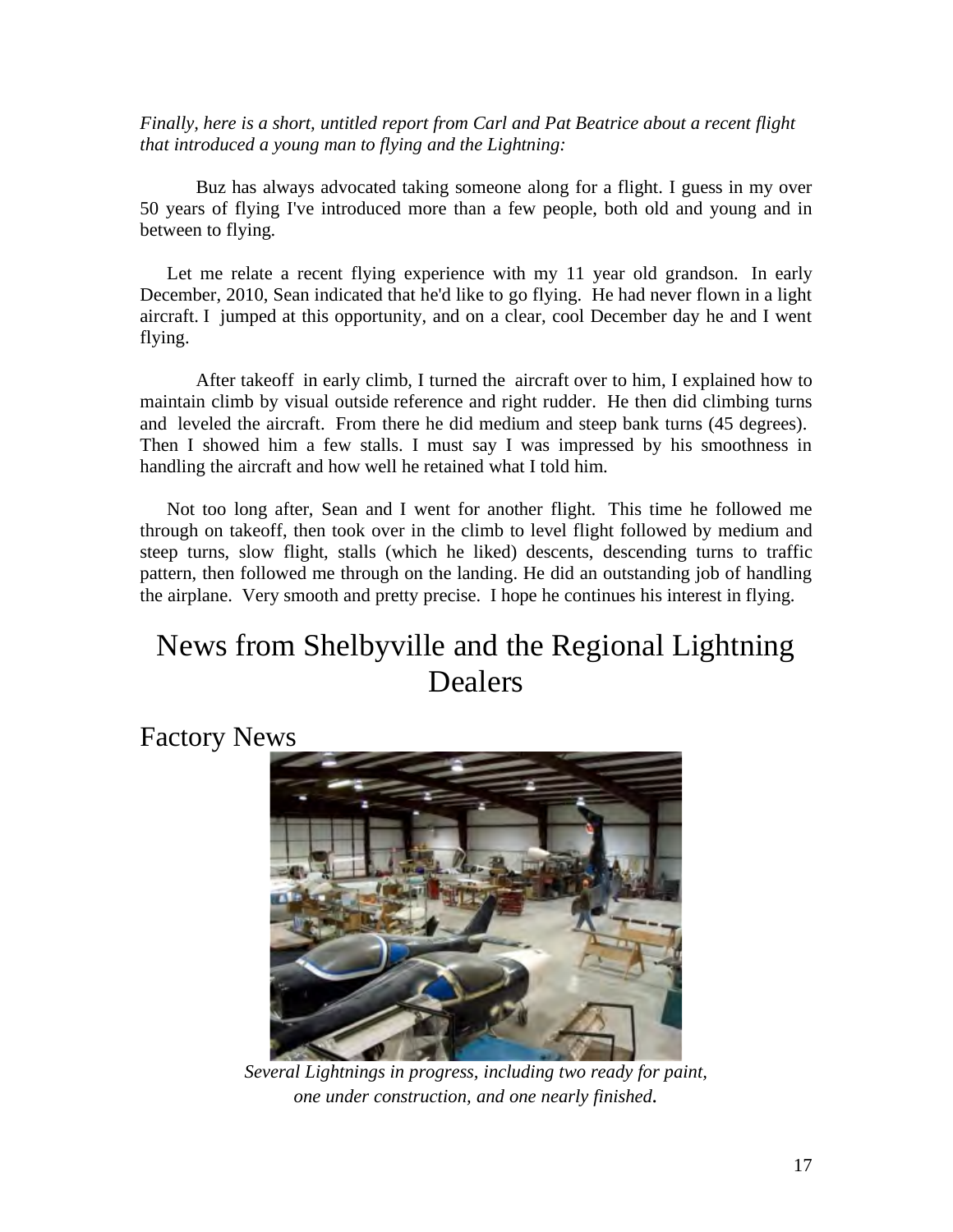*Finally, here is a short, untitled report from Carl and Pat Beatrice about a recent flight that introduced a young man to flying and the Lightning:*

Buz has always advocated taking someone along for a flight. I guess in my over 50 years of flying I've introduced more than a few people, both old and young and in between to flying.

Let me relate a recent flying experience with my 11 year old grandson. In early December, 2010, Sean indicated that he'd like to go flying. He had never flown in a light aircraft. I jumped at this opportunity, and on a clear, cool December day he and I went flying.

After takeoff in early climb, I turned the aircraft over to him, I explained how to maintain climb by visual outside reference and right rudder. He then did climbing turns and leveled the aircraft. From there he did medium and steep bank turns (45 degrees). Then I showed him a few stalls. I must say I was impressed by his smoothness in handling the aircraft and how well he retained what I told him.

Not too long after, Sean and I went for another flight. This time he followed me through on takeoff, then took over in the climb to level flight followed by medium and steep turns, slow flight, stalls (which he liked) descents, descending turns to traffic pattern, then followed me through on the landing. He did an outstanding job of handling the airplane. Very smooth and pretty precise. I hope he continues his interest in flying.

# News from Shelbyville and the Regional Lightning Dealers

## Factory News

*Several Lightnings in progress, including two ready for paint, one under construction, and one nearly finished.*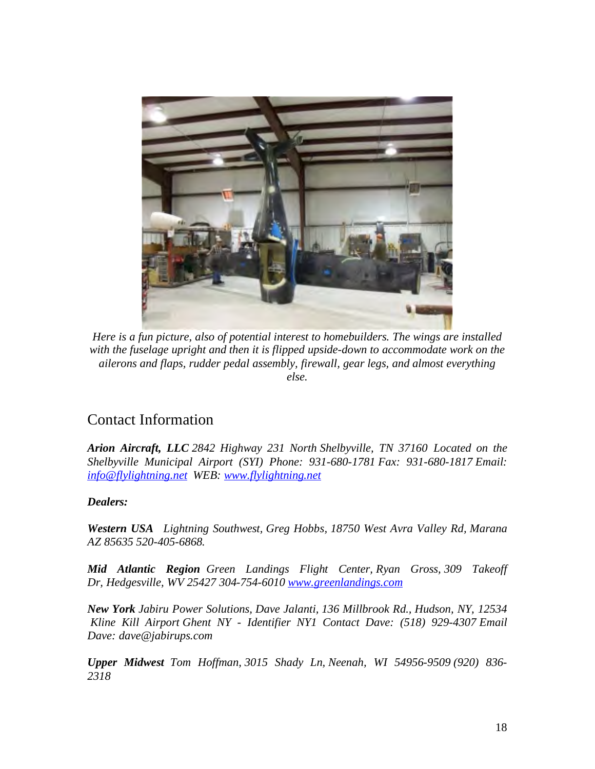*Here is a fun picture, also of potential interest to homebuilders. The wings are installed with the fuselage upright and then it is flipped upside-down to accommodate work on the ailerons and flaps, rudder pedal assembly, firewall, gear legs, and almost everything else.*

## Contact Information

***Arion Aircraft, LLC*** *2842 Highway 231 North Shelbyville, TN 37160 Located on the Shelbyville Municipal Airport (SYI) Phone: 931-680-1781 Fax: 931-680-1817 Email: [info@flylightning.net](mailto:info@flylightning.net) WEB: [www.flylightning.net](http://www.flylightning.net)*

***Dealers:***

***Western USA*** *Lightning Southwest, Greg Hobbs, 18750 West Avra Valley Rd, Marana AZ 85635 520-405-6868.*

***Mid Atlantic Region*** *Green Landings Flight Center, Ryan Gross, 309 Takeoff Dr, Hedgesville, WV 25427 304-754-6010 [www.greenlandings.com](http://www.greenlandings.com)*

***New York*** *Jabiru Power Solutions, Dave Jalanti, 136 Millbrook Rd., Hudson, NY, 12534 Kline Kill Airport Ghent NY - Identifier NY1 Contact Dave: (518) 929-4307 Email Dave: dave@jabirups.com*

***Upper Midwest*** *Tom Hoffman, 3015 Shady Ln, Neenah, WI 54956-9509 (920) 836-2318*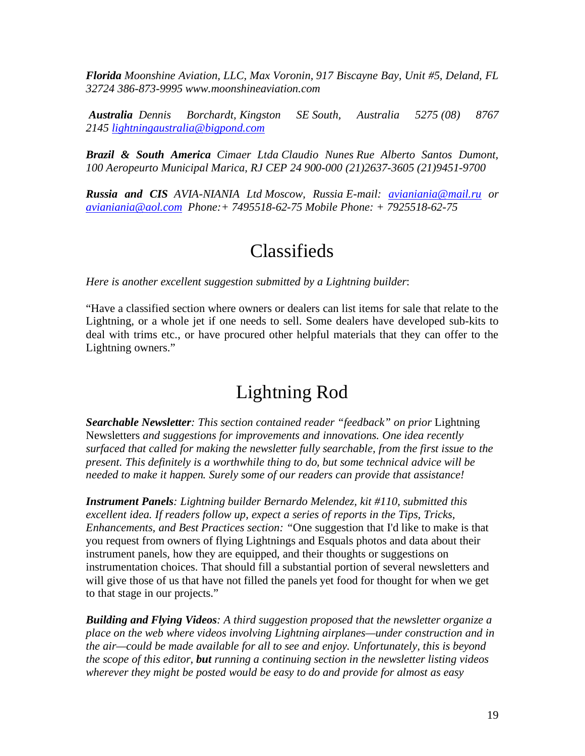***Florida*** *Moonshine Aviation, LLC, Max Voronin, 917 Biscayne Bay, Unit #5, Deland, FL 32724 386-873-9995 www.moonshineaviation.com*

***Australia*** *Dennis Borchardt, Kingston SE South, Australia 5275 (08) 8767 2145 [lightningaustralia@bigpond.com](mailto:lightningaustralia@bigpond.com)*

***Brazil & South America*** *Cimaer Ltda Claudio Nunes Rue Alberto Santos Dumont, 100 Aeropeurto Municipal Marica, RJ CEP 24 900-000 (21)2637-3605 (21)9451-9700*

***Russia and CIS*** *AVIA-NIANIA Ltd Moscow, Russia E-mail: [avianiania@mail.ru](mailto:avianiania@mail.ru) or [avianiania@aol.com](mailto:avianiania@aol.com) Phone:+ 7495518-62-75 Mobile Phone: + 7925518-62-75*

# Classifieds

*Here is another excellent suggestion submitted by a Lightning builder*:

"Have a classified section where owners or dealers can list items for sale that relate to the Lightning, or a whole jet if one needs to sell. Some dealers have developed sub-kits to deal with trims etc., or have procured other helpful materials that they can offer to the Lightning owners."

# Lightning Rod

***Searchable Newsletter****: This section contained reader "feedback" on prior* Lightning Newsletters *and suggestions for improvements and innovations. One idea recently surfaced that called for making the newsletter fully searchable, from the first issue to the present. This definitely is a worthwhile thing to do, but some technical advice will be needed to make it happen. Surely some of our readers can provide that assistance!*

***Instrument Panels****: Lightning builder Bernardo Melendez, kit #110, submitted this excellent idea. If readers follow up, expect a series of reports in the Tips, Tricks, Enhancements, and Best Practices section:* "One suggestion that I'd like to make is that you request from owners of flying Lightnings and Esquals photos and data about their instrument panels, how they are equipped, and their thoughts or suggestions on instrumentation choices. That should fill a substantial portion of several newsletters and will give those of us that have not filled the panels yet food for thought for when we get to that stage in our projects."

***Building and Flying Videos****: A third suggestion proposed that the newsletter organize a place on the web where videos involving Lightning airplanes—under construction and in the air—could be made available for all to see and enjoy. Unfortunately, this is beyond the scope of this editor,* ***but*** *running a continuing section in the newsletter listing videos wherever they might be posted would be easy to do and provide for almost as easy*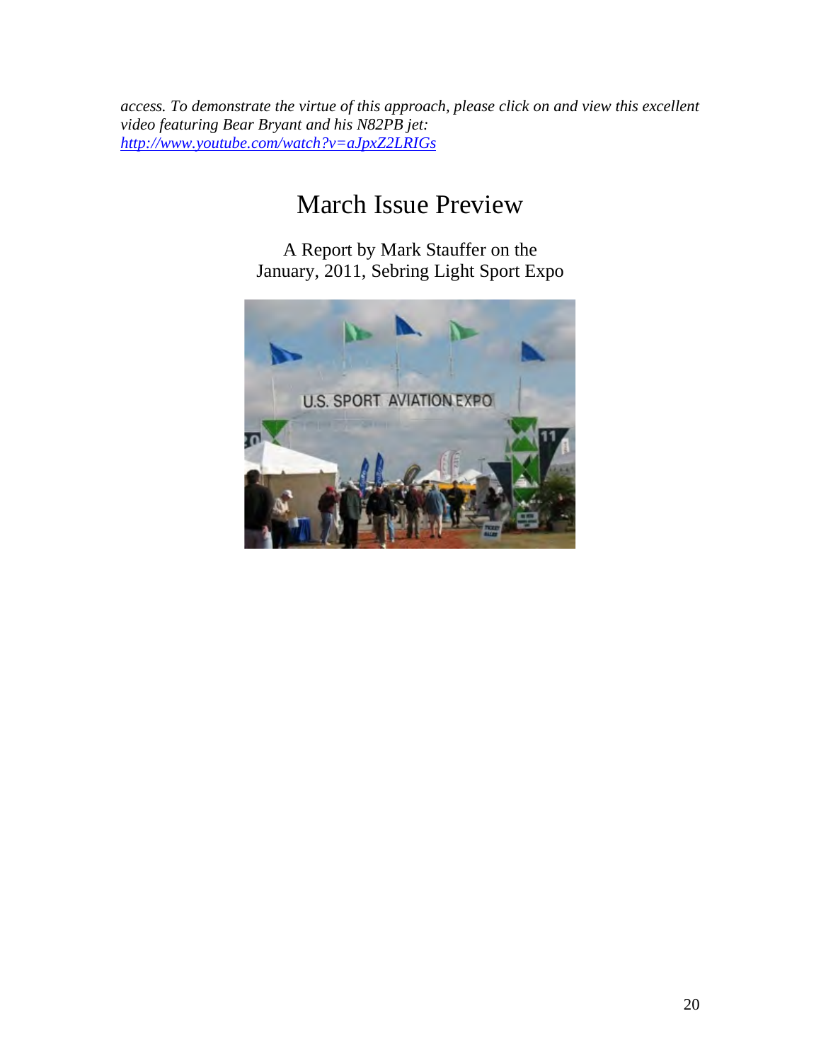*access. To demonstrate the virtue of this approach, please click on and view this excellent video featuring Bear Bryant and his N82PB jet:* [*http://www.youtube.com/watch?v=aJpxZ2LRIGs*](http://www.youtube.com/watch?v=aJpxZ2LRIGs)

# March Issue Preview

A Report by Mark Stauffer on the
January, 2011, Sebring Light Sport Expo